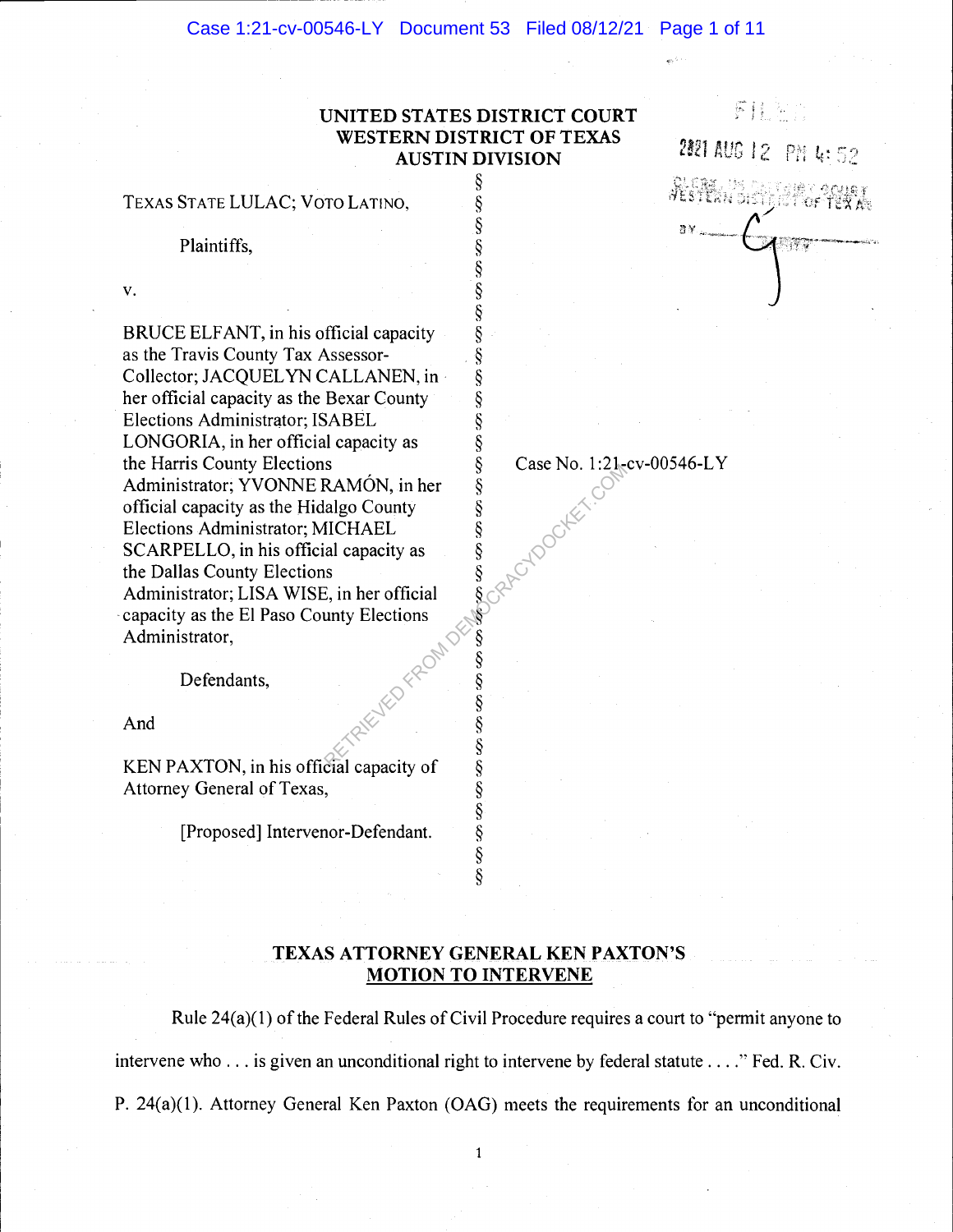UNITED STATES DISTRICT COURT
WESTERN DISTRICT OF TEXAS
AUSTIN DIVISION

TEXAS STATE LULAC; VOTO LATINO,

Plaintiffs,

v.

BRUCE ELFANT, in his official capacity as the Travis County Tax Assessor-Collector; JACQUELYN CALLANEN, in her official capacity as the Bexar County Elections Administrator; ISABEL LONGORIA, in her official capacity as the Harris County Elections Administrator; YVONNE RAMÓN, in her official capacity as the Hidalgo County Elections Administrator; MICHAEL SCARPELLO, in his official capacity as the Dallas County Elections Administrator; LISA WISE, in her official capacity as the El Paso County Elections Administrator,

Defendants,

And

KEN PAXTON, in his official capacity of Attorney General of Texas,

[Proposed] Intervenor-Defendant.

Case No. 1:21-cv-00546-LY

## TEXAS ATTORNEY GENERAL KEN PAXTON'S MOTION TO INTERVENE

Rule 24(a)(1) of the Federal Rules of Civil Procedure requires a court to "permit anyone to intervene who . . . is given an unconditional right to intervene by federal statute . . . ." Fed. R. Civ. P. 24(a)(1). Attorney General Ken Paxton (OAG) meets the requirements for an unconditional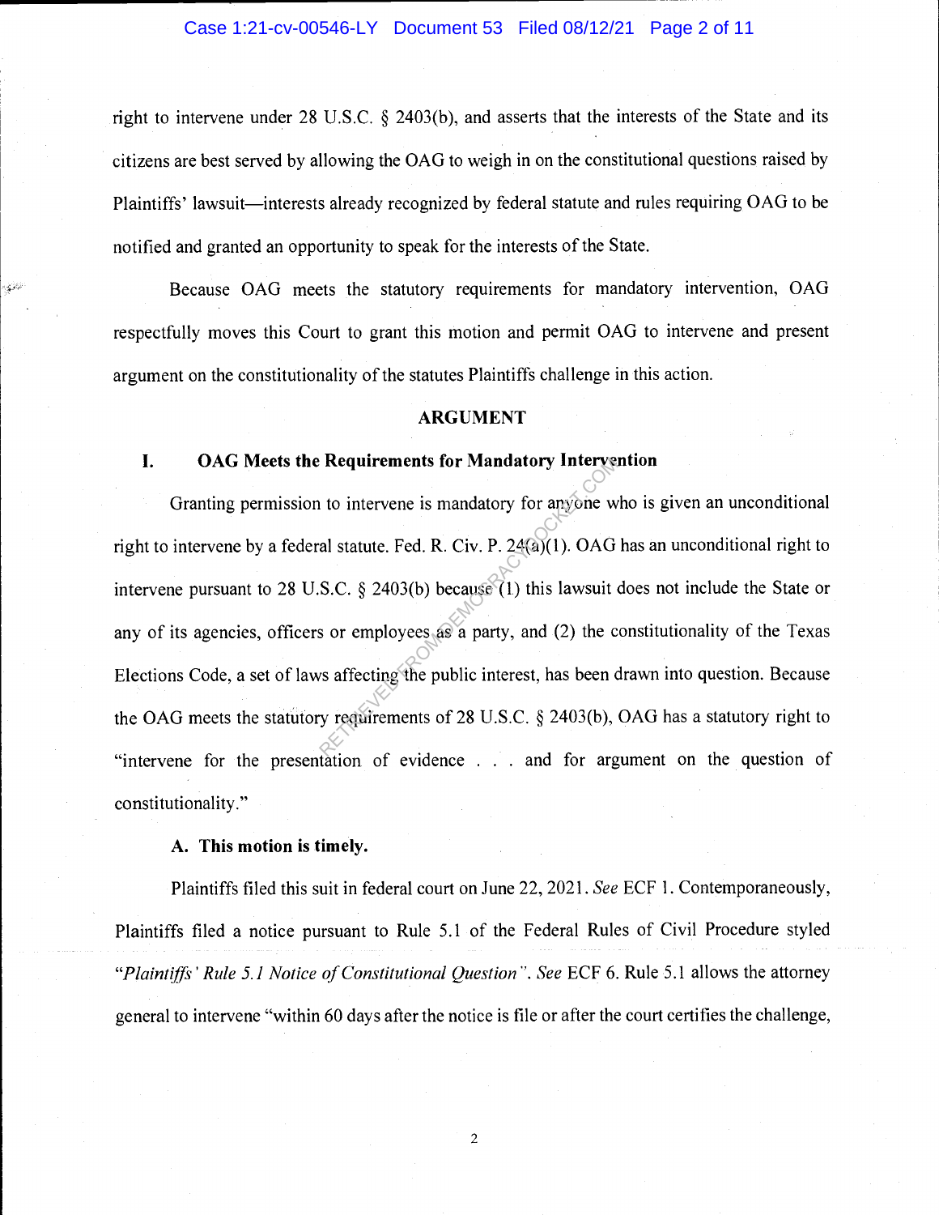right to intervene under 28 U.S.C. § 2403(b), and asserts that the interests of the State and its citizens are best served by allowing the OAG to weigh in on the constitutional questions raised by Plaintiffs' lawsuit—interests already recognized by federal statute and rules requiring OAG to be notified and granted an opportunity to speak for the interests of the State.

Because OAG meets the statutory requirements for mandatory intervention, OAG respectfully moves this Court to grant this motion and permit OAG to intervene and present argument on the constitutionality of the statutes Plaintiffs challenge in this action.

## ARGUMENT

### I. OAG Meets the Requirements for Mandatory Intervention

Granting permission to intervene is mandatory for anyone who is given an unconditional right to intervene by a federal statute. Fed. R. Civ. P. 24(a)(1). OAG has an unconditional right to intervene pursuant to 28 U.S.C. § 2403(b) because (1) this lawsuit does not include the State or any of its agencies, officers or employees as a party, and (2) the constitutionality of the Texas Elections Code, a set of laws affecting the public interest, has been drawn into question. Because the OAG meets the statutory requirements of 28 U.S.C. § 2403(b), OAG has a statutory right to "intervene for the presentation of evidence . . . and for argument on the question of constitutionality."

#### A. This motion is timely.

Plaintiffs filed this suit in federal court on June 22, 2021. *See* ECF 1. Contemporaneously, Plaintiffs filed a notice pursuant to Rule 5.1 of the Federal Rules of Civil Procedure styled "*Plaintiffs' Rule 5.1 Notice of Constitutional Question*". *See* ECF 6. Rule 5.1 allows the attorney general to intervene "within 60 days after the notice is file or after the court certifies the challenge,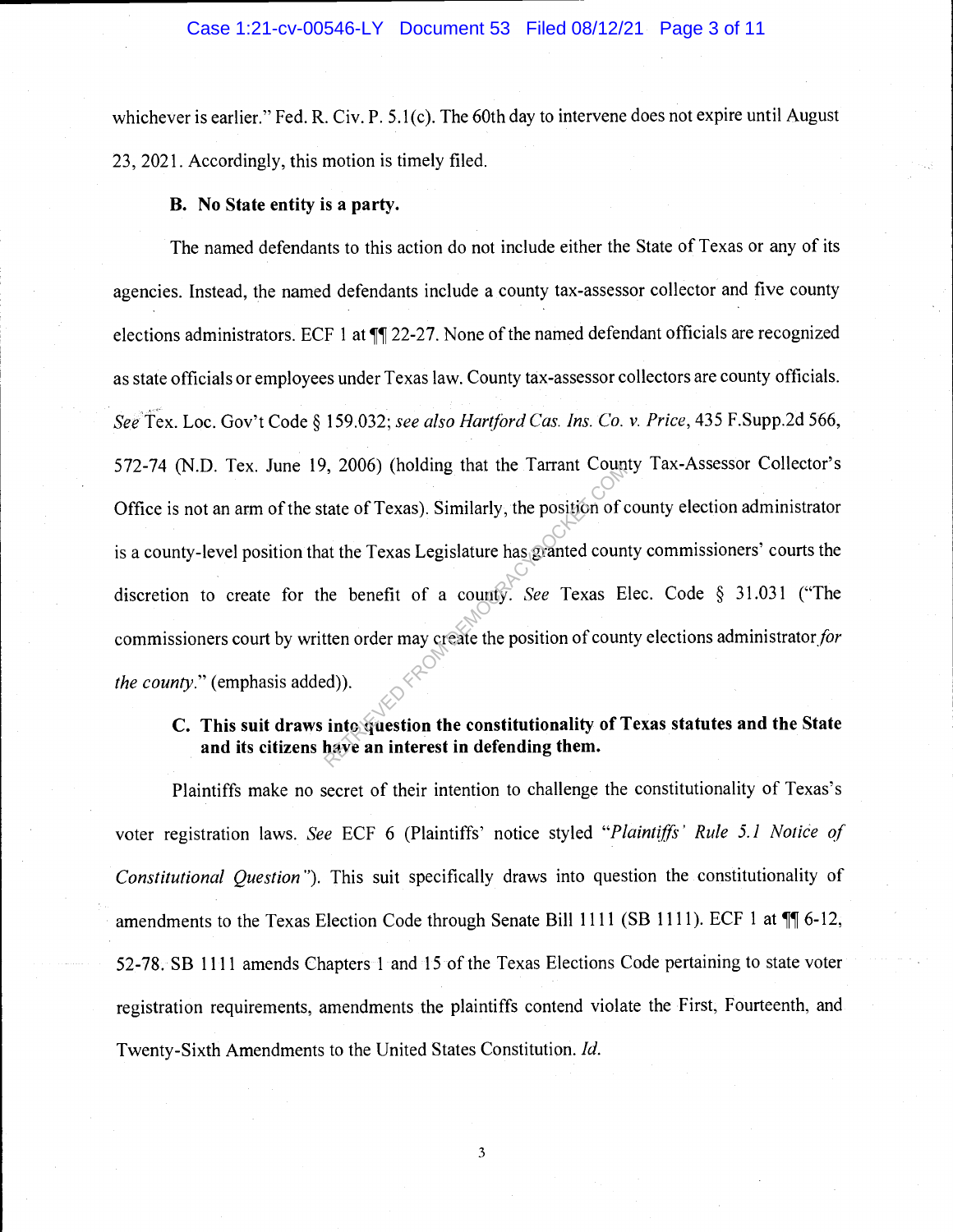whichever is earlier." Fed. R. Civ. P. 5.1(c). The 60th day to intervene does not expire until August 23, 2021. Accordingly, this motion is timely filed.

**B. No State entity is a party.**

The named defendants to this action do not include either the State of Texas or any of its agencies. Instead, the named defendants include a county tax-assessor collector and five county elections administrators. ECF 1 at ¶¶ 22-27. None of the named defendant officials are recognized as state officials or employees under Texas law. County tax-assessor collectors are county officials. *See* Tex. Loc. Gov't Code § 159.032; *see also Hartford Cas. Ins. Co. v. Price*, 435 F.Supp.2d 566, 572-74 (N.D. Tex. June 19, 2006) (holding that the Tarrant County Tax-Assessor Collector's Office is not an arm of the state of Texas). Similarly, the position of county election administrator is a county-level position that the Texas Legislature has granted county commissioners' courts the discretion to create for the benefit of a county. *See* Texas Elec. Code § 31.031 ("The commissioners court by written order may create the position of county elections administrator *for the county*." (emphasis added)).

**C. This suit draws into question the constitutionality of Texas statutes and the State and its citizens have an interest in defending them.**

Plaintiffs make no secret of their intention to challenge the constitutionality of Texas's voter registration laws. *See* ECF 6 (Plaintiffs' notice styled "*Plaintiffs' Rule 5.1 Notice of Constitutional Question*"). This suit specifically draws into question the constitutionality of amendments to the Texas Election Code through Senate Bill 1111 (SB 1111). ECF 1 at ¶¶ 6-12, 52-78. SB 1111 amends Chapters 1 and 15 of the Texas Elections Code pertaining to state voter registration requirements, amendments the plaintiffs contend violate the First, Fourteenth, and Twenty-Sixth Amendments to the United States Constitution. *Id.*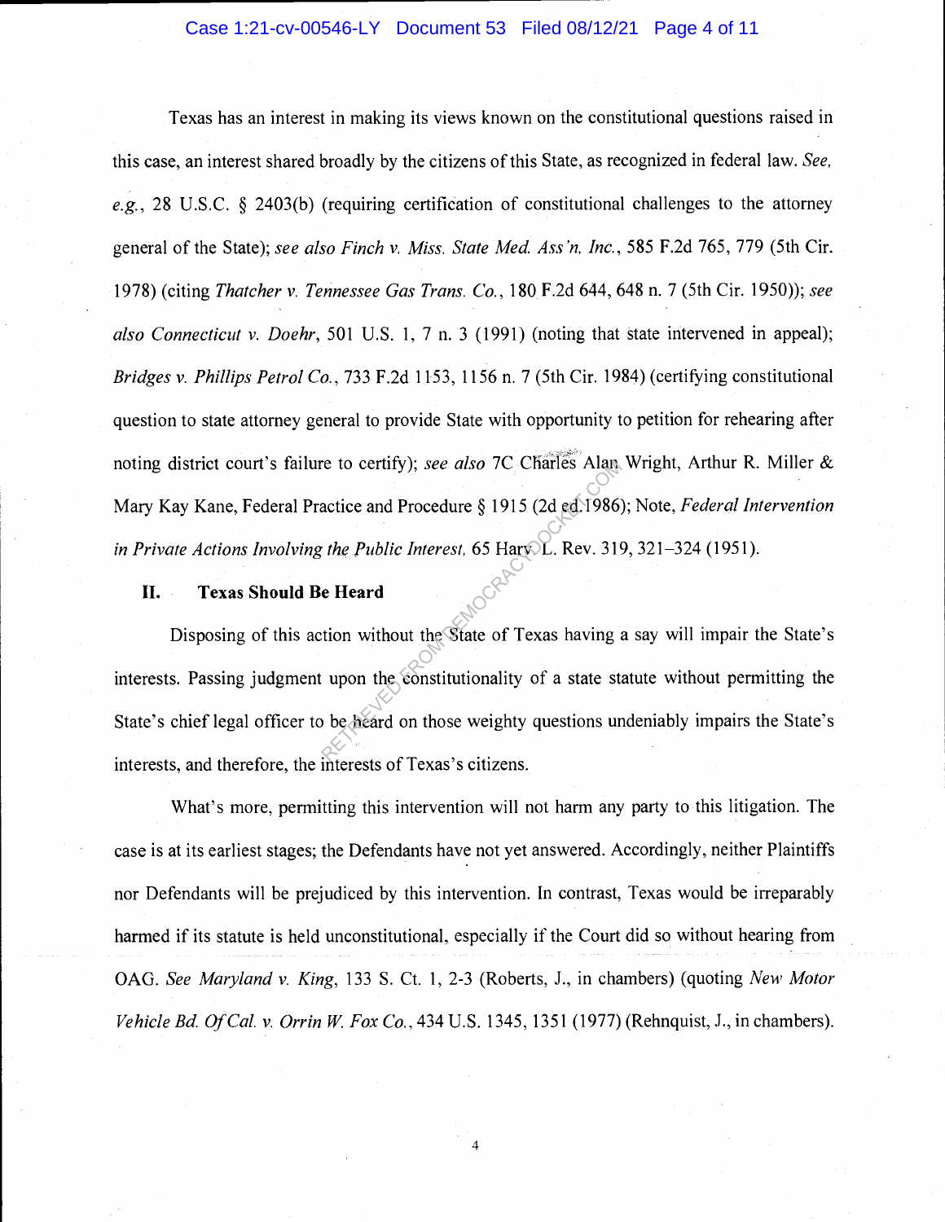Texas has an interest in making its views known on the constitutional questions raised in this case, an interest shared broadly by the citizens of this State, as recognized in federal law. *See, e.g.*, 28 U.S.C. § 2403(b) (requiring certification of constitutional challenges to the attorney general of the State); *see also Finch v. Miss. State Med. Ass'n, Inc.*, 585 F.2d 765, 779 (5th Cir. 1978) (citing *Thatcher v. Tennessee Gas Trans. Co.*, 180 F.2d 644, 648 n. 7 (5th Cir. 1950)); *see also Connecticut v. Doehr*, 501 U.S. 1, 7 n. 3 (1991) (noting that state intervened in appeal); *Bridges v. Phillips Petrol Co.*, 733 F.2d 1153, 1156 n. 7 (5th Cir. 1984) (certifying constitutional question to state attorney general to provide State with opportunity to petition for rehearing after noting district court's failure to certify); *see also* 7C Charles Alan Wright, Arthur R. Miller & Mary Kay Kane, Federal Practice and Procedure § 1915 (2d ed. 1986); Note, *Federal Intervention in Private Actions Involving the Public Interest*, 65 Harv. L. Rev. 319, 321–324 (1951).

## II. Texas Should Be Heard

Disposing of this action without the State of Texas having a say will impair the State's interests. Passing judgment upon the constitutionality of a state statute without permitting the State's chief legal officer to be heard on those weighty questions undeniably impairs the State's interests, and therefore, the interests of Texas's citizens.

What's more, permitting this intervention will not harm any party to this litigation. The case is at its earliest stages; the Defendants have not yet answered. Accordingly, neither Plaintiffs nor Defendants will be prejudiced by this intervention. In contrast, Texas would be irreparably harmed if its statute is held unconstitutional, especially if the Court did so without hearing from OAG. *See Maryland v. King*, 133 S. Ct. 1, 2-3 (Roberts, J., in chambers) (quoting *New Motor Vehicle Bd. Of Cal. v. Orrin W. Fox Co.*, 434 U.S. 1345, 1351 (1977) (Rehnquist, J., in chambers).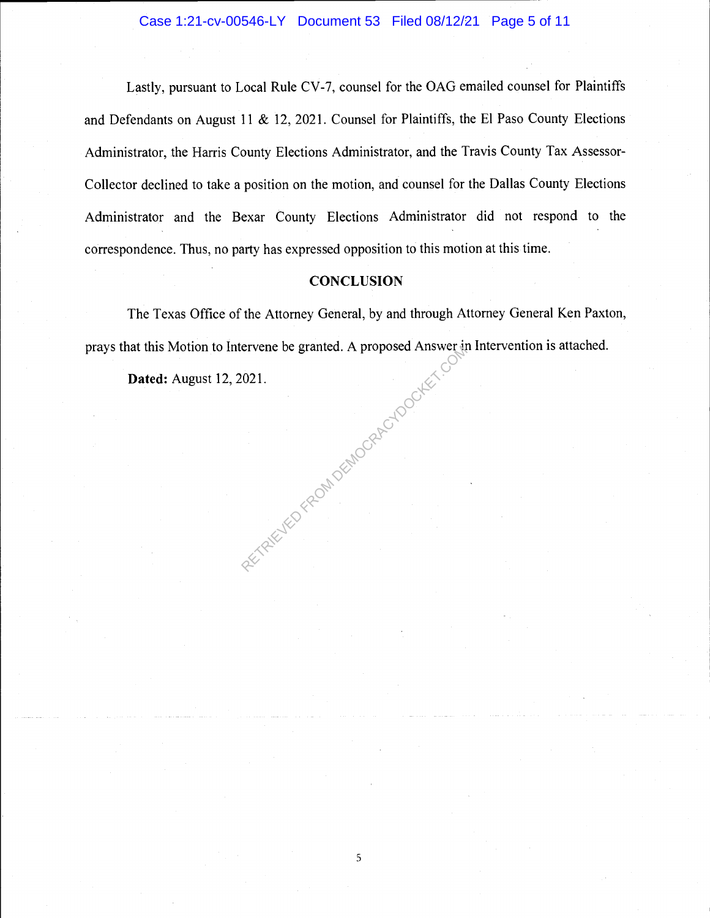Lastly, pursuant to Local Rule CV-7, counsel for the OAG emailed counsel for Plaintiffs and Defendants on August 11 & 12, 2021. Counsel for Plaintiffs, the El Paso County Elections Administrator, the Harris County Elections Administrator, and the Travis County Tax Assessor-Collector declined to take a position on the motion, and counsel for the Dallas County Elections Administrator and the Bexar County Elections Administrator did not respond to the correspondence. Thus, no party has expressed opposition to this motion at this time.

## CONCLUSION

The Texas Office of the Attorney General, by and through Attorney General Ken Paxton, prays that this Motion to Intervene be granted. A proposed Answer in Intervention is attached.

**Dated:** August 12, 2021.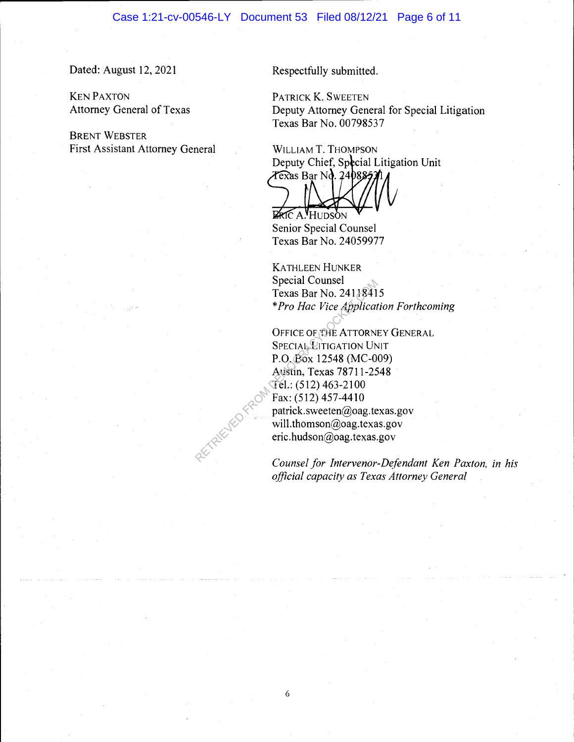Dated: August 12, 2021

KEN PAXTON
Attorney General of Texas

BRENT WEBSTER
First Assistant Attorney General

Respectfully submitted.

PATRICK K. SWEETEN
Deputy Attorney General for Special Litigation
Texas Bar No. 00798537

WILLIAM T. THOMPSON
Deputy Chief, Special Litigation Unit
Texas Bar No. 24088531

ERIC A. HUDSON
Senior Special Counsel
Texas Bar No. 24059977

KATHLEEN HUNKER
Special Counsel
Texas Bar No. 24118415
**Pro Hac Vice Application Forthcoming*

OFFICE OF THE ATTORNEY GENERAL
SPECIAL LITIGATION UNIT
P.O. Box 12548 (MC-009)
Austin, Texas 78711-2548
Tel.: (512) 463-2100
Fax: (512) 457-4410
patrick.sweeten@oag.texas.gov
will.thomson@oag.texas.gov
eric.hudson@oag.texas.gov

*Counsel for Intervenor-Defendant Ken Paxton, in his official capacity as Texas Attorney General*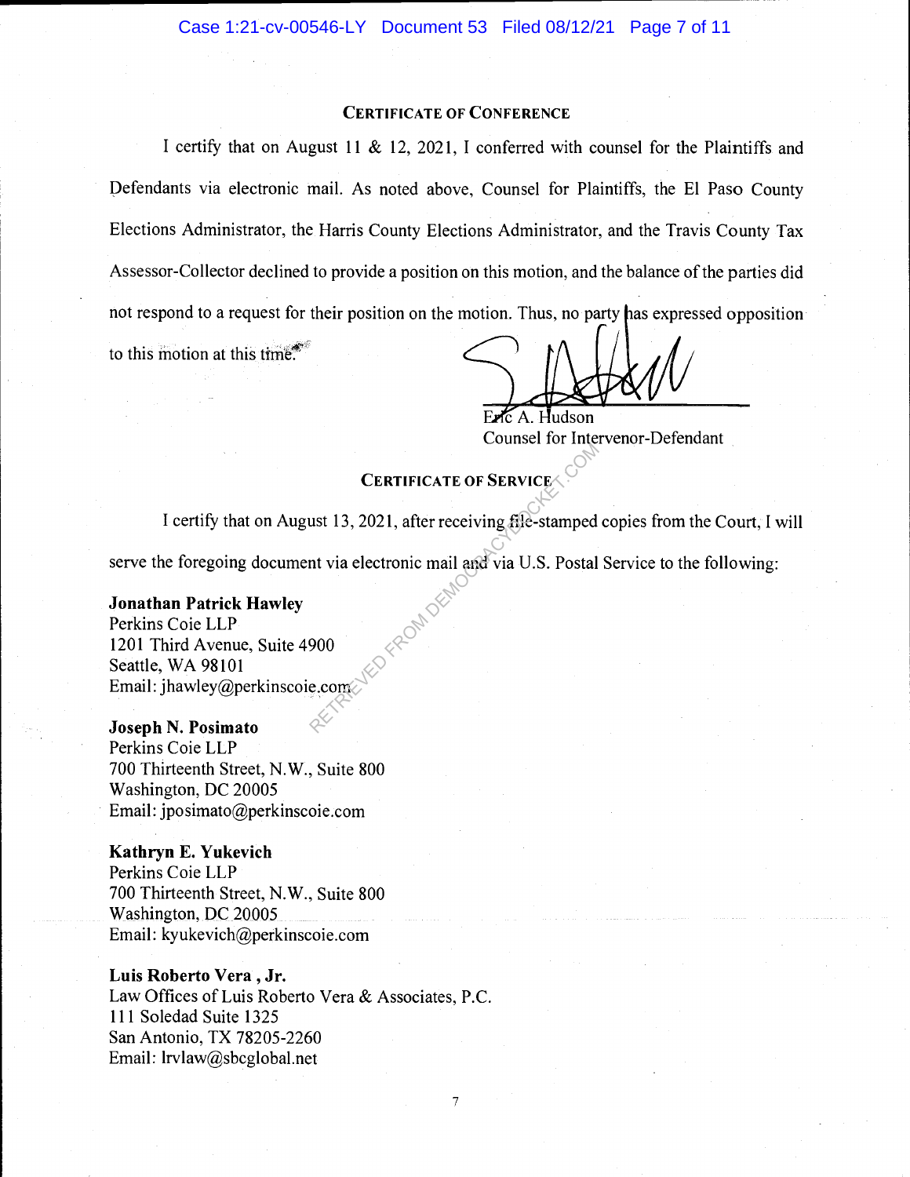## CERTIFICATE OF CONFERENCE

I certify that on August 11 & 12, 2021, I conferred with counsel for the Plaintiffs and Defendants via electronic mail. As noted above, Counsel for Plaintiffs, the El Paso County Elections Administrator, the Harris County Elections Administrator, and the Travis County Tax Assessor-Collector declined to provide a position on this motion, and the balance of the parties did not respond to a request for their position on the motion. Thus, no party has expressed opposition to this motion at this time.

Eric A. Hudson
Counsel for Intervenor-Defendant

## CERTIFICATE OF SERVICE

I certify that on August 13, 2021, after receiving file-stamped copies from the Court, I will serve the foregoing document via electronic mail and via U.S. Postal Service to the following:

**Jonathan Patrick Hawley**
Perkins Coie LLP
1201 Third Avenue, Suite 4900
Seattle, WA 98101
Email: jhawley@perkinscoie.com

**Joseph N. Posimato**
Perkins Coie LLP
700 Thirteenth Street, N.W., Suite 800
Washington, DC 20005
Email: jposimato@perkinscoie.com

**Kathryn E. Yukevich**
Perkins Coie LLP
700 Thirteenth Street, N.W., Suite 800
Washington, DC 20005
Email: kyukevich@perkinscoie.com

**Luis Roberto Vera , Jr.**
Law Offices of Luis Roberto Vera & Associates, P.C.
111 Soledad Suite 1325
San Antonio, TX 78205-2260
Email: lrvlaw@sbcglobal.net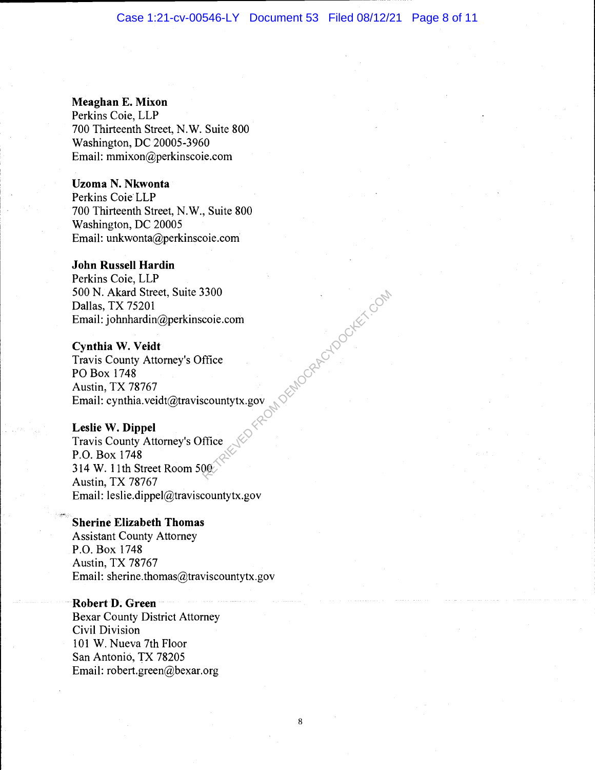**Meaghan E. Mixon**
Perkins Coie, LLP
700 Thirteenth Street, N.W. Suite 800
Washington, DC 20005-3960
Email: mmixon@perkinscoie.com

**Uzoma N. Nkwonta**
Perkins Coie LLP
700 Thirteenth Street, N.W., Suite 800
Washington, DC 20005
Email: unkwonta@perkinscoie.com

**John Russell Hardin**
Perkins Coie, LLP
500 N. Akard Street, Suite 3300
Dallas, TX 75201
Email: johnhardin@perkinscoie.com

**Cynthia W. Veidt**
Travis County Attorney's Office
PO Box 1748
Austin, TX 78767
Email: cynthia.veidt@traviscountytx.gov

**Leslie W. Dippel**
Travis County Attorney's Office
P.O. Box 1748
314 W. 11th Street Room 500
Austin, TX 78767
Email: leslie.dippel@traviscountytx.gov

**Sherine Elizabeth Thomas**
Assistant County Attorney
P.O. Box 1748
Austin, TX 78767
Email: sherine.thomas@traviscountytx.gov

**Robert D. Green**
Bexar County District Attorney
Civil Division
101 W. Nueva 7th Floor
San Antonio, TX 78205
Email: robert.green@bexar.org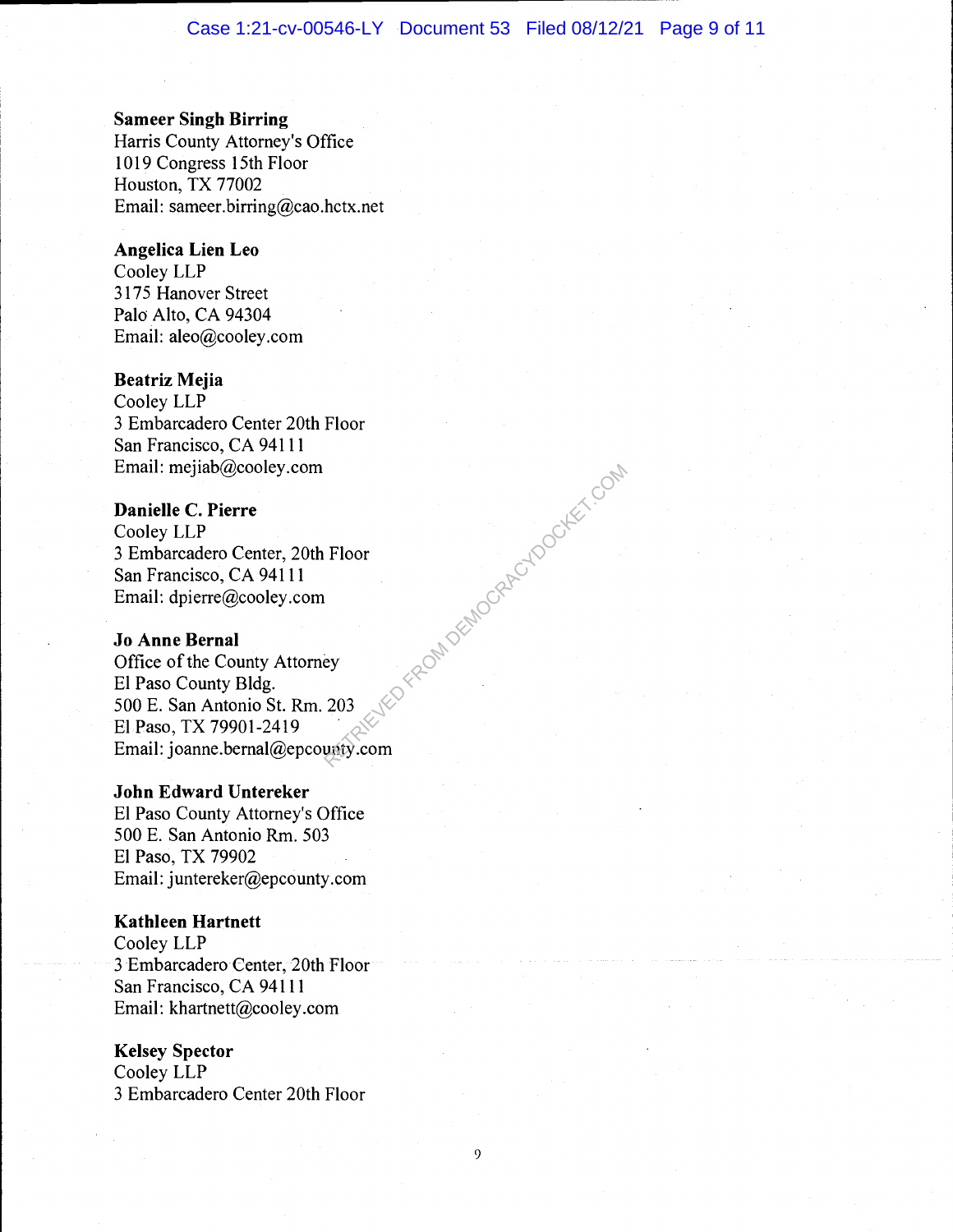**Sameer Singh Birring**
Harris County Attorney's Office
1019 Congress 15th Floor
Houston, TX 77002
Email: sameer.birring@cao.hctx.net

**Angelica Lien Leo**
Cooley LLP
3175 Hanover Street
Palo Alto, CA 94304
Email: aleo@cooley.com

**Beatriz Mejia**
Cooley LLP
3 Embarcadero Center 20th Floor
San Francisco, CA 94111
Email: mejiab@cooley.com

**Danielle C. Pierre**
Cooley LLP
3 Embarcadero Center, 20th Floor
San Francisco, CA 94111
Email: dpierre@cooley.com

**Jo Anne Bernal**
Office of the County Attorney
El Paso County Bldg.
500 E. San Antonio St. Rm. 203
El Paso, TX 79901-2419
Email: joanne.bernal@epcounty.com

**John Edward Untereker**
El Paso County Attorney's Office
500 E. San Antonio Rm. 503
El Paso, TX 79902
Email: juntereker@epcounty.com

**Kathleen Hartnett**
Cooley LLP
3 Embarcadero Center, 20th Floor
San Francisco, CA 94111
Email: khartnett@cooley.com

**Kelsey Spector**
Cooley LLP
3 Embarcadero Center 20th Floor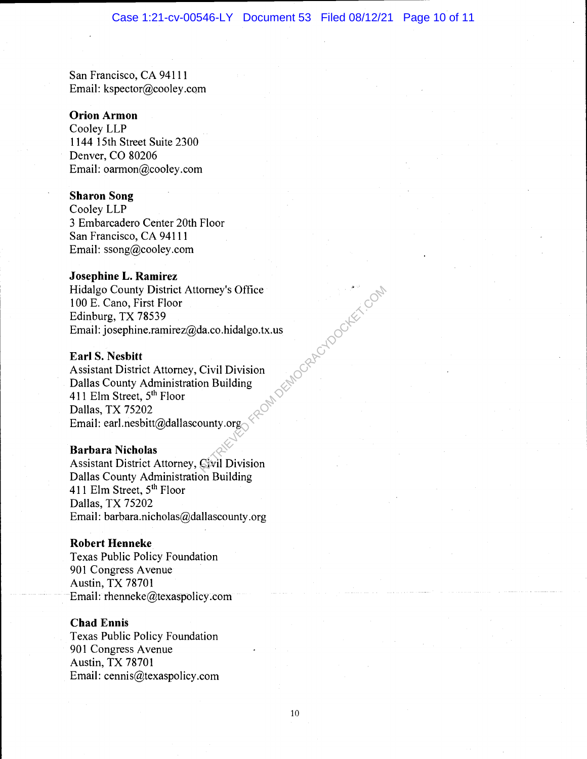San Francisco, CA 94111
Email: kspector@cooley.com

**Orion Armon**
Cooley LLP
1144 15th Street Suite 2300
Denver, CO 80206
Email: oarmon@cooley.com

**Sharon Song**
Cooley LLP
3 Embarcadero Center 20th Floor
San Francisco, CA 94111
Email: ssong@cooley.com

**Josephine L. Ramirez**
Hidalgo County District Attorney's Office
100 E. Cano, First Floor
Edinburg, TX 78539
Email: josephine.ramirez@da.co.hidalgo.tx.us

**Earl S. Nesbitt**
Assistant District Attorney, Civil Division
Dallas County Administration Building
411 Elm Street, 5th Floor
Dallas, TX 75202
Email: earl.nesbitt@dallascounty.org

**Barbara Nicholas**
Assistant District Attorney, Civil Division
Dallas County Administration Building
411 Elm Street, 5th Floor
Dallas, TX 75202
Email: barbara.nicholas@dallascounty.org

**Robert Henneke**
Texas Public Policy Foundation
901 Congress Avenue
Austin, TX 78701
Email: rhenneke@texaspolicy.com

**Chad Ennis**
Texas Public Policy Foundation
901 Congress Avenue
Austin, TX 78701
Email: cennis@texaspolicy.com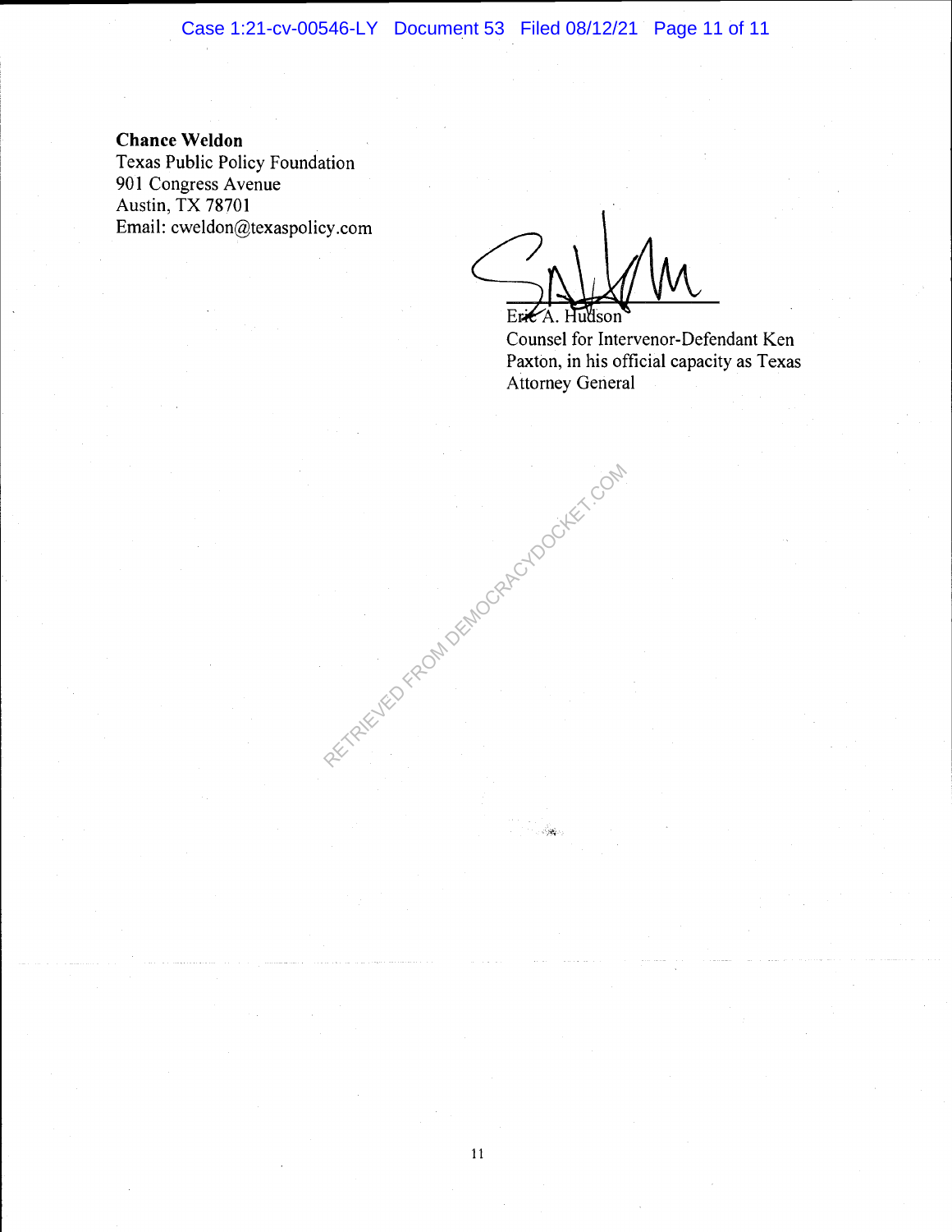**Chance Weldon**
Texas Public Policy Foundation
901 Congress Avenue
Austin, TX 78701
Email: cweldon@texaspolicy.com

Eric A. Hudson
Counsel for Intervenor-Defendant Ken Paxton, in his official capacity as Texas Attorney General